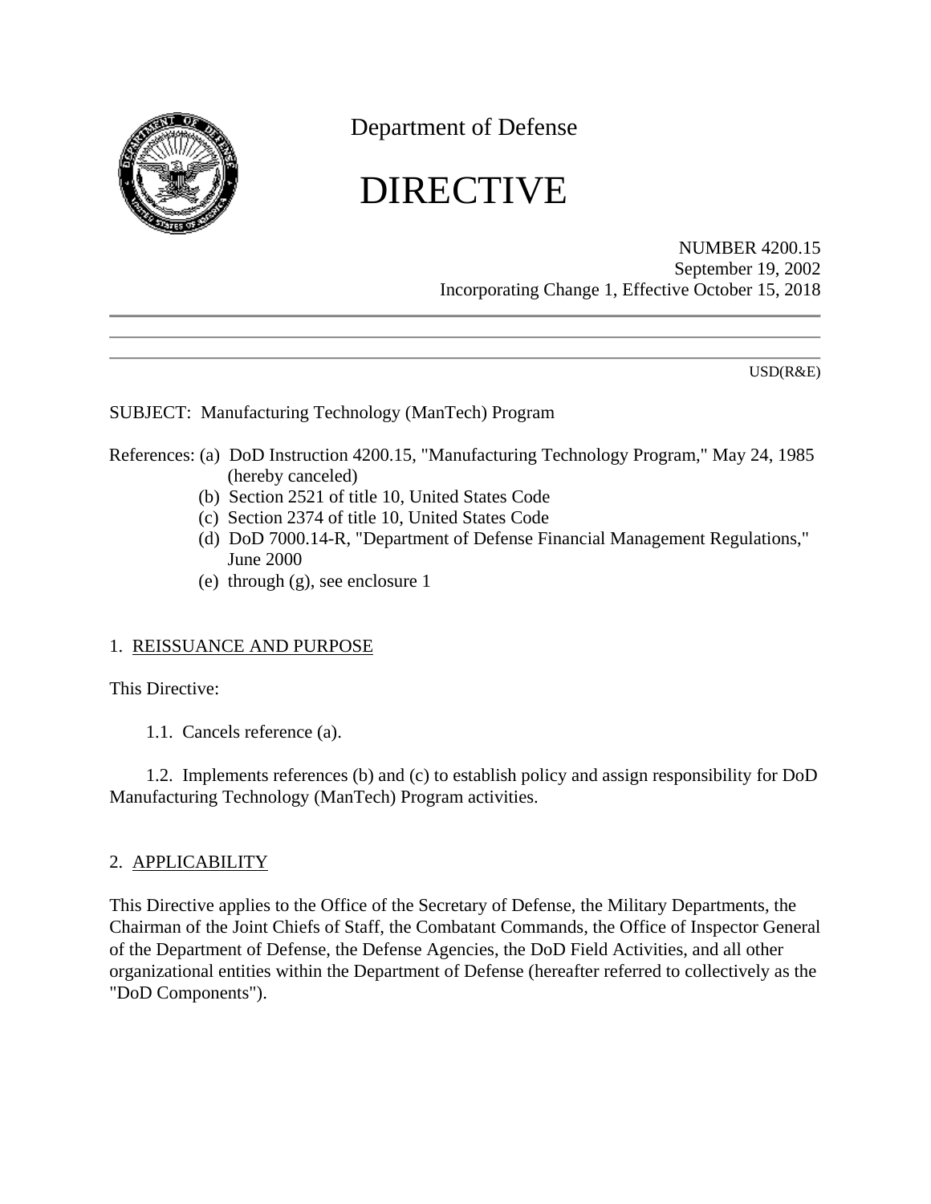Department of Defense

# DIRECTIVE

NUMBER 4200.15
September 19, 2002
Incorporating Change 1, Effective October 15, 2018

USD(R&E)

SUBJECT: Manufacturing Technology (ManTech) Program

References: (a) DoD Instruction 4200.15, "Manufacturing Technology Program," May 24, 1985 (hereby canceled)
(b) Section 2521 of title 10, United States Code
(c) Section 2374 of title 10, United States Code
(d) DoD 7000.14-R, "Department of Defense Financial Management Regulations," June 2000
(e) through (g), see enclosure 1

## 1. REISSUANCE AND PURPOSE

This Directive:

1.1. Cancels reference (a).

1.2. Implements references (b) and (c) to establish policy and assign responsibility for DoD Manufacturing Technology (ManTech) Program activities.

## 2. APPLICABILITY

This Directive applies to the Office of the Secretary of Defense, the Military Departments, the Chairman of the Joint Chiefs of Staff, the Combatant Commands, the Office of Inspector General of the Department of Defense, the Defense Agencies, the DoD Field Activities, and all other organizational entities within the Department of Defense (hereafter referred to collectively as the "DoD Components").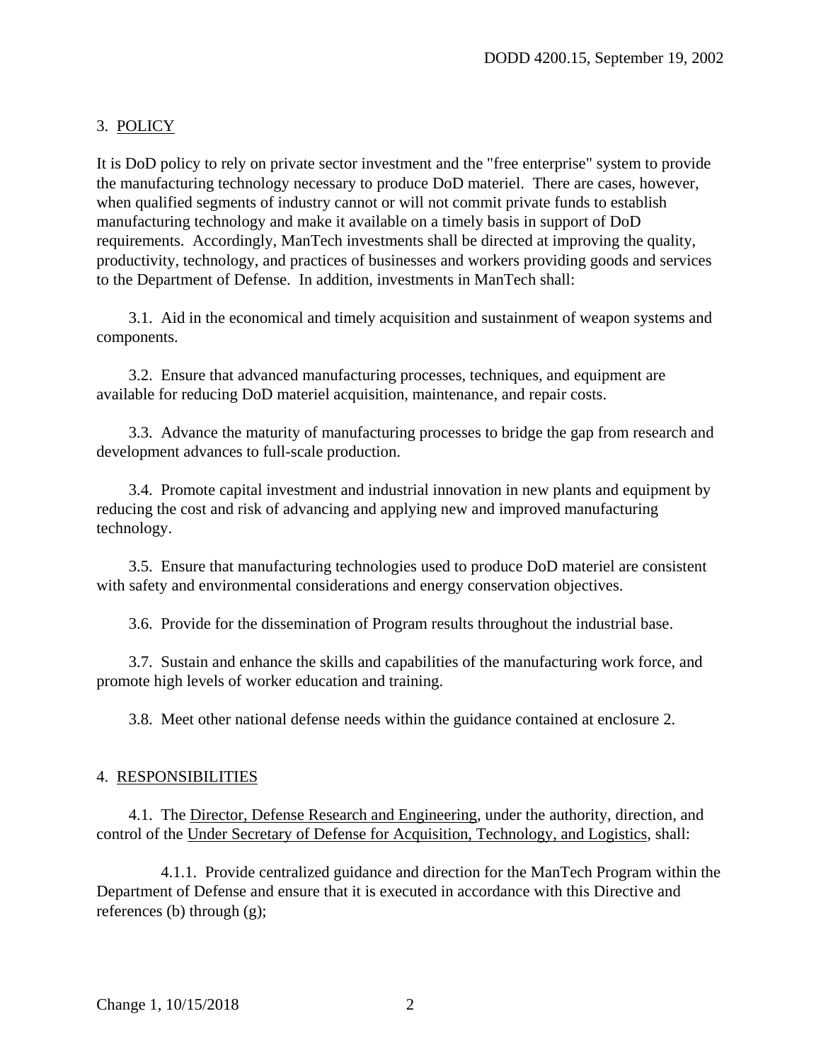## 3. POLICY

It is DoD policy to rely on private sector investment and the "free enterprise" system to provide the manufacturing technology necessary to produce DoD materiel. There are cases, however, when qualified segments of industry cannot or will not commit private funds to establish manufacturing technology and make it available on a timely basis in support of DoD requirements. Accordingly, ManTech investments shall be directed at improving the quality, productivity, technology, and practices of businesses and workers providing goods and services to the Department of Defense. In addition, investments in ManTech shall:

3.1. Aid in the economical and timely acquisition and sustainment of weapon systems and components.

3.2. Ensure that advanced manufacturing processes, techniques, and equipment are available for reducing DoD materiel acquisition, maintenance, and repair costs.

3.3. Advance the maturity of manufacturing processes to bridge the gap from research and development advances to full-scale production.

3.4. Promote capital investment and industrial innovation in new plants and equipment by reducing the cost and risk of advancing and applying new and improved manufacturing technology.

3.5. Ensure that manufacturing technologies used to produce DoD materiel are consistent with safety and environmental considerations and energy conservation objectives.

3.6. Provide for the dissemination of Program results throughout the industrial base.

3.7. Sustain and enhance the skills and capabilities of the manufacturing work force, and promote high levels of worker education and training.

3.8. Meet other national defense needs within the guidance contained at enclosure 2.

## 4. RESPONSIBILITIES

4.1. The Director, Defense Research and Engineering, under the authority, direction, and control of the Under Secretary of Defense for Acquisition, Technology, and Logistics, shall:

4.1.1. Provide centralized guidance and direction for the ManTech Program within the Department of Defense and ensure that it is executed in accordance with this Directive and references (b) through (g);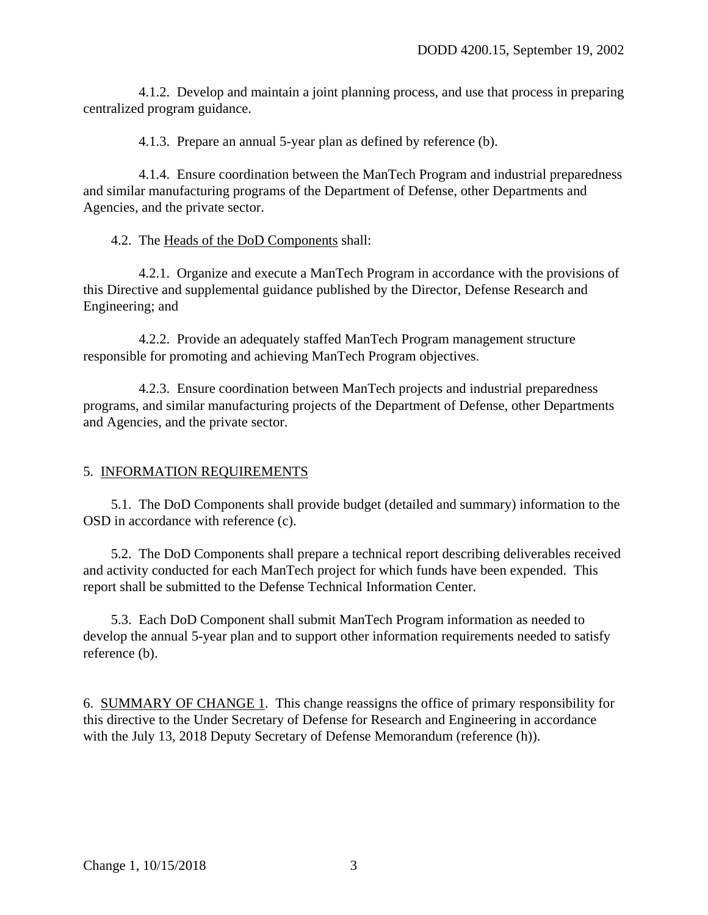4.1.2. Develop and maintain a joint planning process, and use that process in preparing centralized program guidance.

4.1.3. Prepare an annual 5-year plan as defined by reference (b).

4.1.4. Ensure coordination between the ManTech Program and industrial preparedness and similar manufacturing programs of the Department of Defense, other Departments and Agencies, and the private sector.

4.2. The Heads of the DoD Components shall:

4.2.1. Organize and execute a ManTech Program in accordance with the provisions of this Directive and supplemental guidance published by the Director, Defense Research and Engineering; and

4.2.2. Provide an adequately staffed ManTech Program management structure responsible for promoting and achieving ManTech Program objectives.

4.2.3. Ensure coordination between ManTech projects and industrial preparedness programs, and similar manufacturing projects of the Department of Defense, other Departments and Agencies, and the private sector.

5. INFORMATION REQUIREMENTS

5.1. The DoD Components shall provide budget (detailed and summary) information to the OSD in accordance with reference (c).

5.2. The DoD Components shall prepare a technical report describing deliverables received and activity conducted for each ManTech project for which funds have been expended. This report shall be submitted to the Defense Technical Information Center.

5.3. Each DoD Component shall submit ManTech Program information as needed to develop the annual 5-year plan and to support other information requirements needed to satisfy reference (b).

6. SUMMARY OF CHANGE 1. This change reassigns the office of primary responsibility for this directive to the Under Secretary of Defense for Research and Engineering in accordance with the July 13, 2018 Deputy Secretary of Defense Memorandum (reference (h)).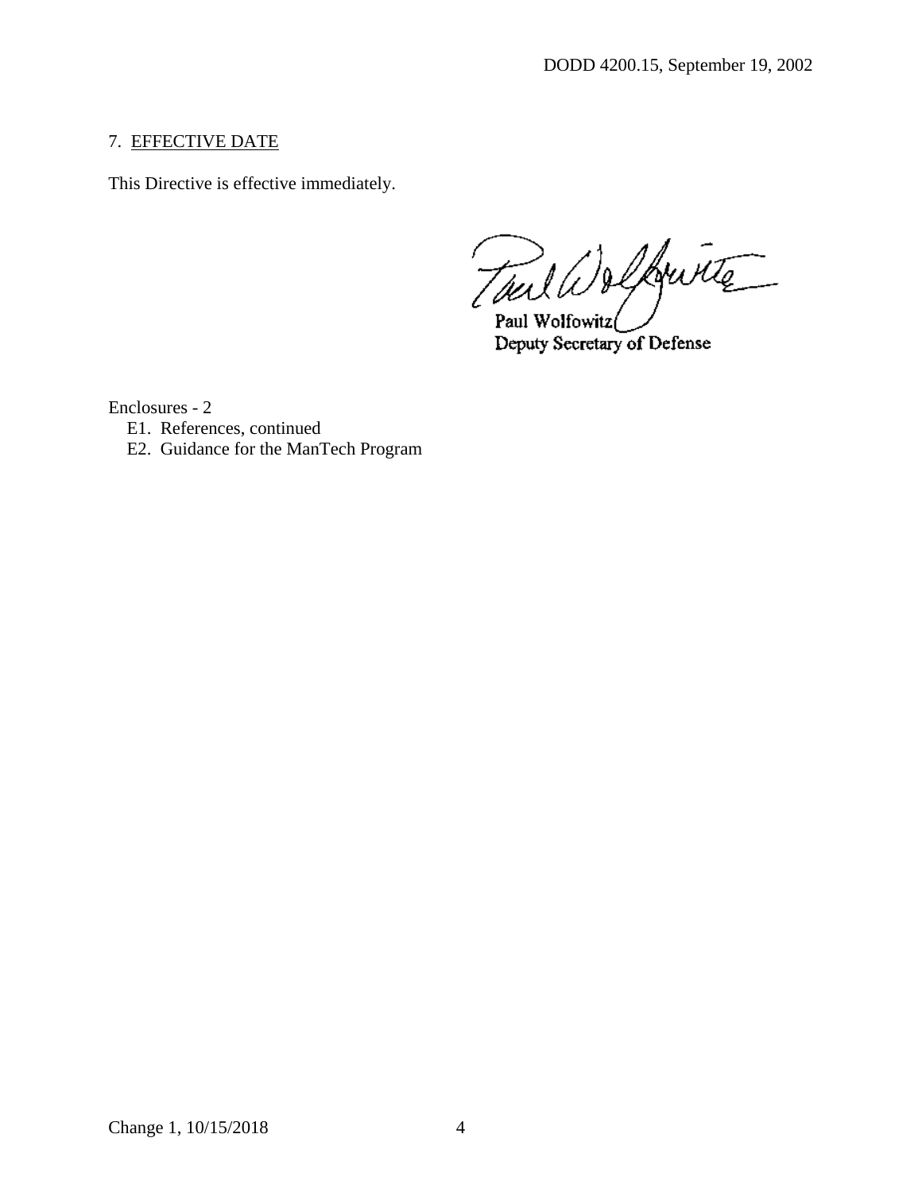7. EFFECTIVE DATE

This Directive is effective immediately.

Paul Wolfowitz
Deputy Secretary of Defense

Enclosures - 2
- E1. References, continued
- E2. Guidance for the ManTech Program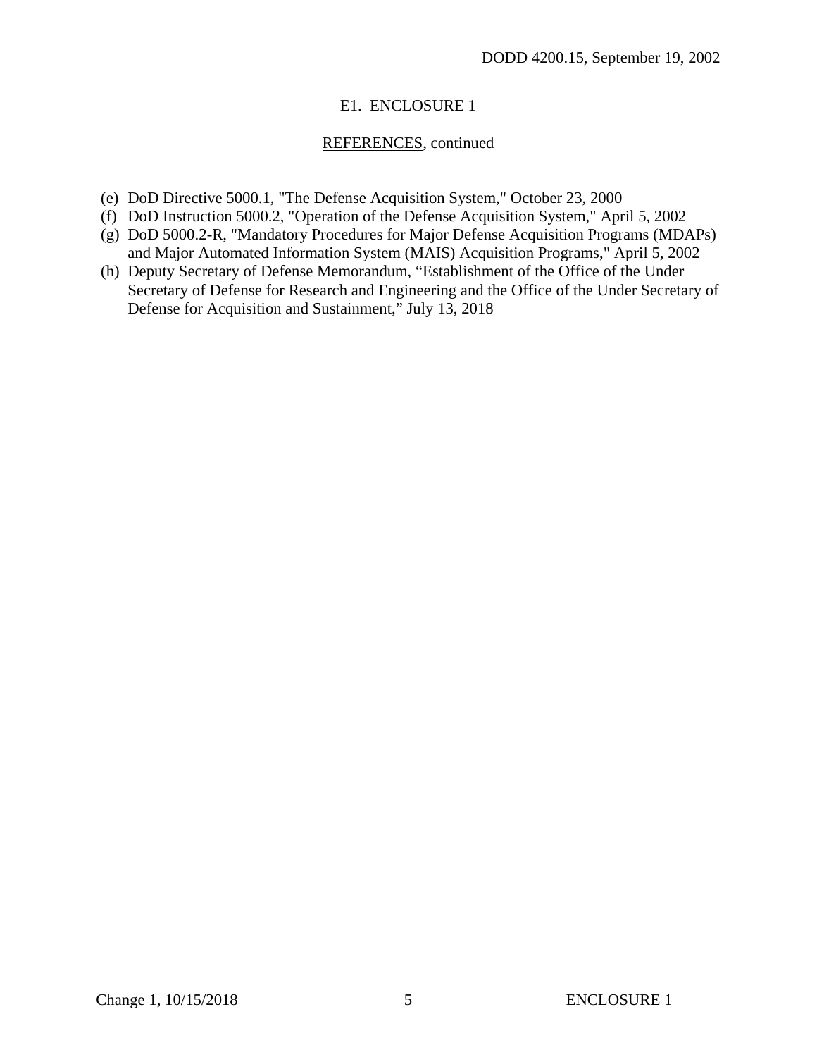E1. ENCLOSURE 1

REFERENCES, continued

(e) DoD Directive 5000.1, "The Defense Acquisition System," October 23, 2000
(f) DoD Instruction 5000.2, "Operation of the Defense Acquisition System," April 5, 2002
(g) DoD 5000.2-R, "Mandatory Procedures for Major Defense Acquisition Programs (MDAPs) and Major Automated Information System (MAIS) Acquisition Programs," April 5, 2002
(h) Deputy Secretary of Defense Memorandum, "Establishment of the Office of the Under Secretary of Defense for Research and Engineering and the Office of the Under Secretary of Defense for Acquisition and Sustainment," July 13, 2018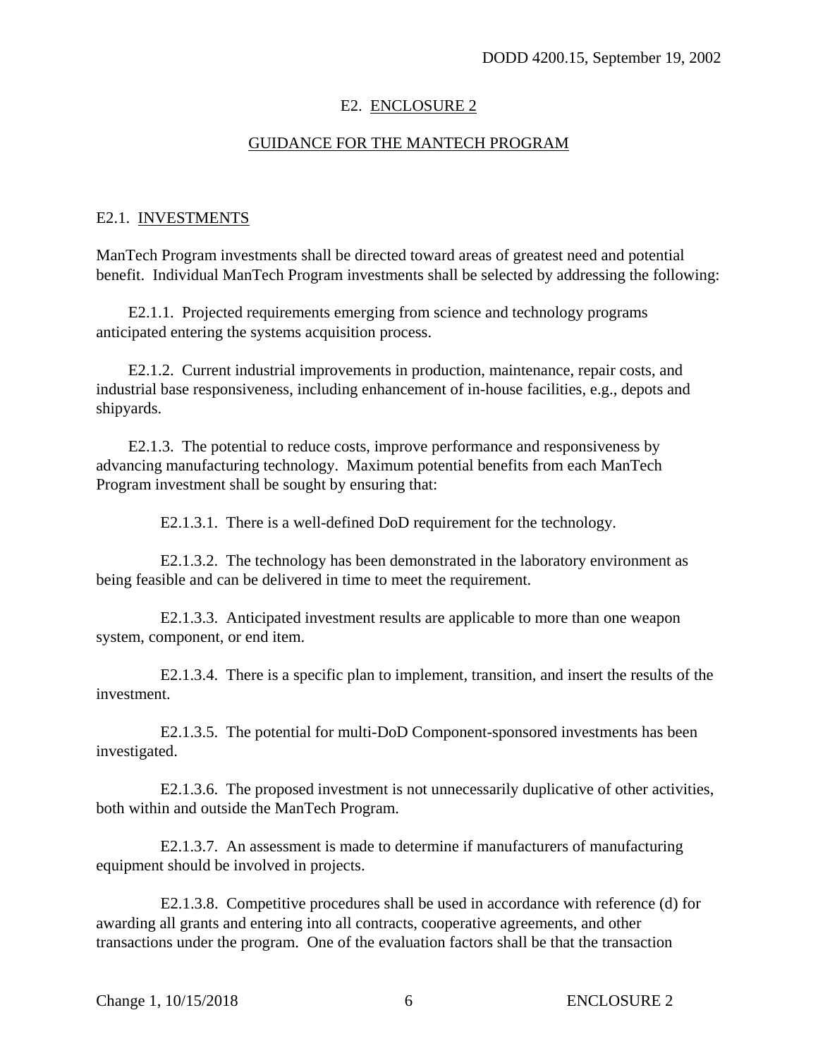# E2. ENCLOSURE 2

## GUIDANCE FOR THE MANTECH PROGRAM

### E2.1. INVESTMENTS

ManTech Program investments shall be directed toward areas of greatest need and potential benefit. Individual ManTech Program investments shall be selected by addressing the following:

E2.1.1. Projected requirements emerging from science and technology programs anticipated entering the systems acquisition process.

E2.1.2. Current industrial improvements in production, maintenance, repair costs, and industrial base responsiveness, including enhancement of in-house facilities, e.g., depots and shipyards.

E2.1.3. The potential to reduce costs, improve performance and responsiveness by advancing manufacturing technology. Maximum potential benefits from each ManTech Program investment shall be sought by ensuring that:

E2.1.3.1. There is a well-defined DoD requirement for the technology.

E2.1.3.2. The technology has been demonstrated in the laboratory environment as being feasible and can be delivered in time to meet the requirement.

E2.1.3.3. Anticipated investment results are applicable to more than one weapon system, component, or end item.

E2.1.3.4. There is a specific plan to implement, transition, and insert the results of the investment.

E2.1.3.5. The potential for multi-DoD Component-sponsored investments has been investigated.

E2.1.3.6. The proposed investment is not unnecessarily duplicative of other activities, both within and outside the ManTech Program.

E2.1.3.7. An assessment is made to determine if manufacturers of manufacturing equipment should be involved in projects.

E2.1.3.8. Competitive procedures shall be used in accordance with reference (d) for awarding all grants and entering into all contracts, cooperative agreements, and other transactions under the program. One of the evaluation factors shall be that the transaction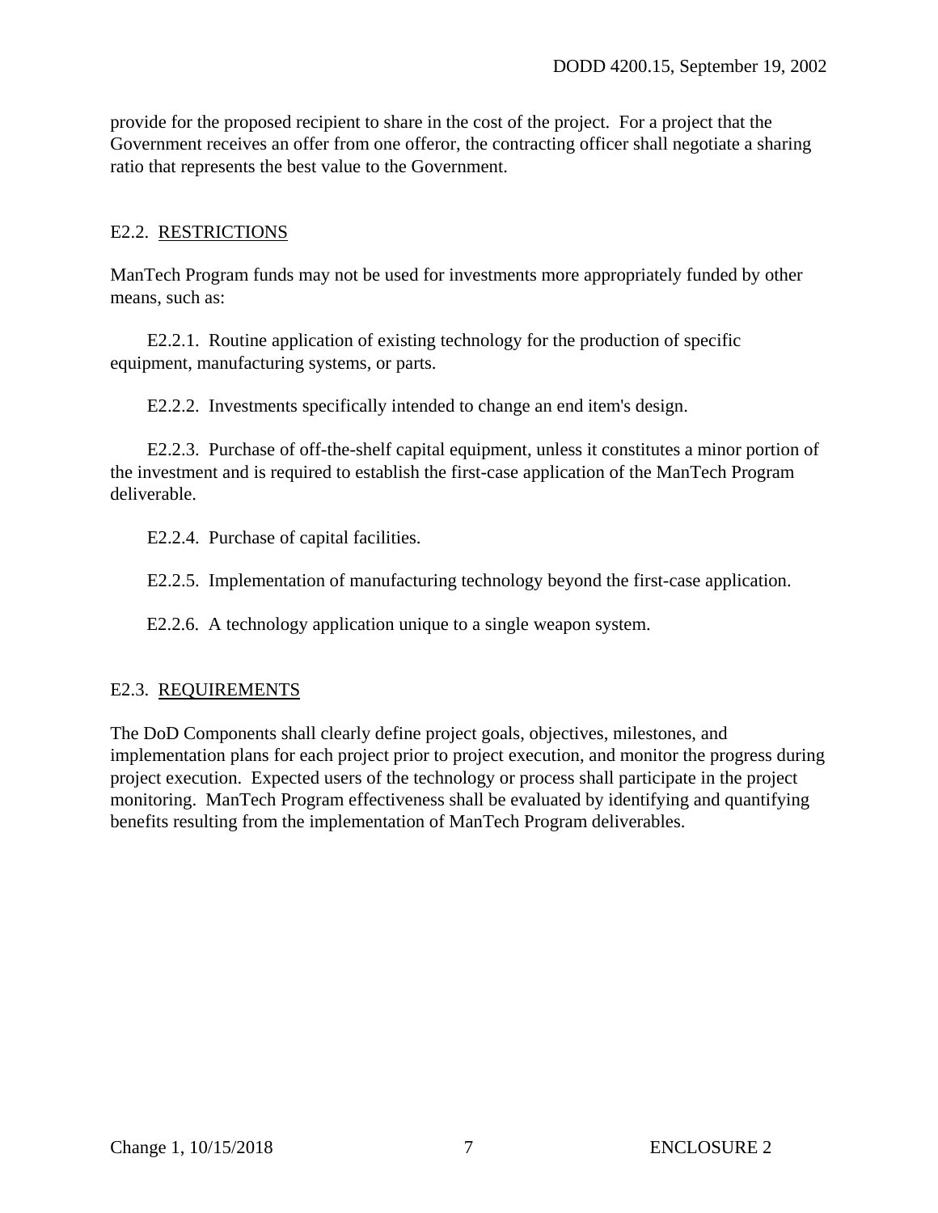provide for the proposed recipient to share in the cost of the project. For a project that the Government receives an offer from one offeror, the contracting officer shall negotiate a sharing ratio that represents the best value to the Government.

## E2.2. RESTRICTIONS

ManTech Program funds may not be used for investments more appropriately funded by other means, such as:

E2.2.1. Routine application of existing technology for the production of specific equipment, manufacturing systems, or parts.

E2.2.2. Investments specifically intended to change an end item's design.

E2.2.3. Purchase of off-the-shelf capital equipment, unless it constitutes a minor portion of the investment and is required to establish the first-case application of the ManTech Program deliverable.

E2.2.4. Purchase of capital facilities.

E2.2.5. Implementation of manufacturing technology beyond the first-case application.

E2.2.6. A technology application unique to a single weapon system.

## E2.3. REQUIREMENTS

The DoD Components shall clearly define project goals, objectives, milestones, and implementation plans for each project prior to project execution, and monitor the progress during project execution. Expected users of the technology or process shall participate in the project monitoring. ManTech Program effectiveness shall be evaluated by identifying and quantifying benefits resulting from the implementation of ManTech Program deliverables.